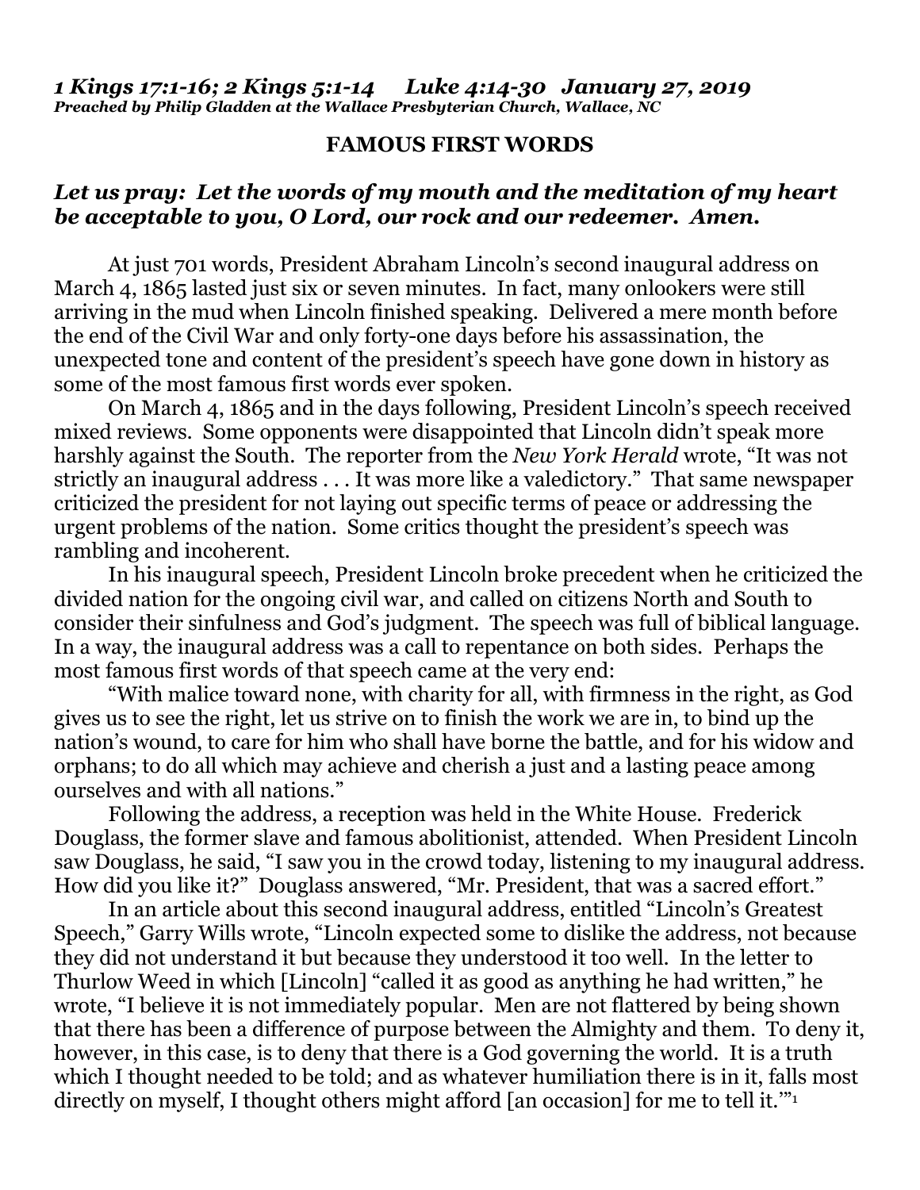*1 Kings 17:1-16; 2 Kings 5:1-14 Luke 4:14-30 January 27, 2019*
***Preached by Philip Gladden at the Wallace Presbyterian Church, Wallace, NC***

## FAMOUS FIRST WORDS

***Let us pray: Let the words of my mouth and the meditation of my heart be acceptable to you, O Lord, our rock and our redeemer. Amen.***

At just 701 words, President Abraham Lincoln's second inaugural address on March 4, 1865 lasted just six or seven minutes. In fact, many onlookers were still arriving in the mud when Lincoln finished speaking. Delivered a mere month before the end of the Civil War and only forty-one days before his assassination, the unexpected tone and content of the president's speech have gone down in history as some of the most famous first words ever spoken.

On March 4, 1865 and in the days following, President Lincoln's speech received mixed reviews. Some opponents were disappointed that Lincoln didn't speak more harshly against the South. The reporter from the *New York Herald* wrote, "It was not strictly an inaugural address . . . It was more like a valedictory." That same newspaper criticized the president for not laying out specific terms of peace or addressing the urgent problems of the nation. Some critics thought the president's speech was rambling and incoherent.

In his inaugural speech, President Lincoln broke precedent when he criticized the divided nation for the ongoing civil war, and called on citizens North and South to consider their sinfulness and God's judgment. The speech was full of biblical language. In a way, the inaugural address was a call to repentance on both sides. Perhaps the most famous first words of that speech came at the very end:

"With malice toward none, with charity for all, with firmness in the right, as God gives us to see the right, let us strive on to finish the work we are in, to bind up the nation's wound, to care for him who shall have borne the battle, and for his widow and orphans; to do all which may achieve and cherish a just and a lasting peace among ourselves and with all nations."

Following the address, a reception was held in the White House. Frederick Douglass, the former slave and famous abolitionist, attended. When President Lincoln saw Douglass, he said, "I saw you in the crowd today, listening to my inaugural address. How did you like it?" Douglass answered, "Mr. President, that was a sacred effort."

In an article about this second inaugural address, entitled "Lincoln's Greatest Speech," Garry Wills wrote, "Lincoln expected some to dislike the address, not because they did not understand it but because they understood it too well. In the letter to Thurlow Weed in which [Lincoln] "called it as good as anything he had written," he wrote, "I believe it is not immediately popular. Men are not flattered by being shown that there has been a difference of purpose between the Almighty and them. To deny it, however, in this case, is to deny that there is a God governing the world. It is a truth which I thought needed to be told; and as whatever humiliation there is in it, falls most directly on myself, I thought others might afford [an occasion] for me to tell it.'"[1]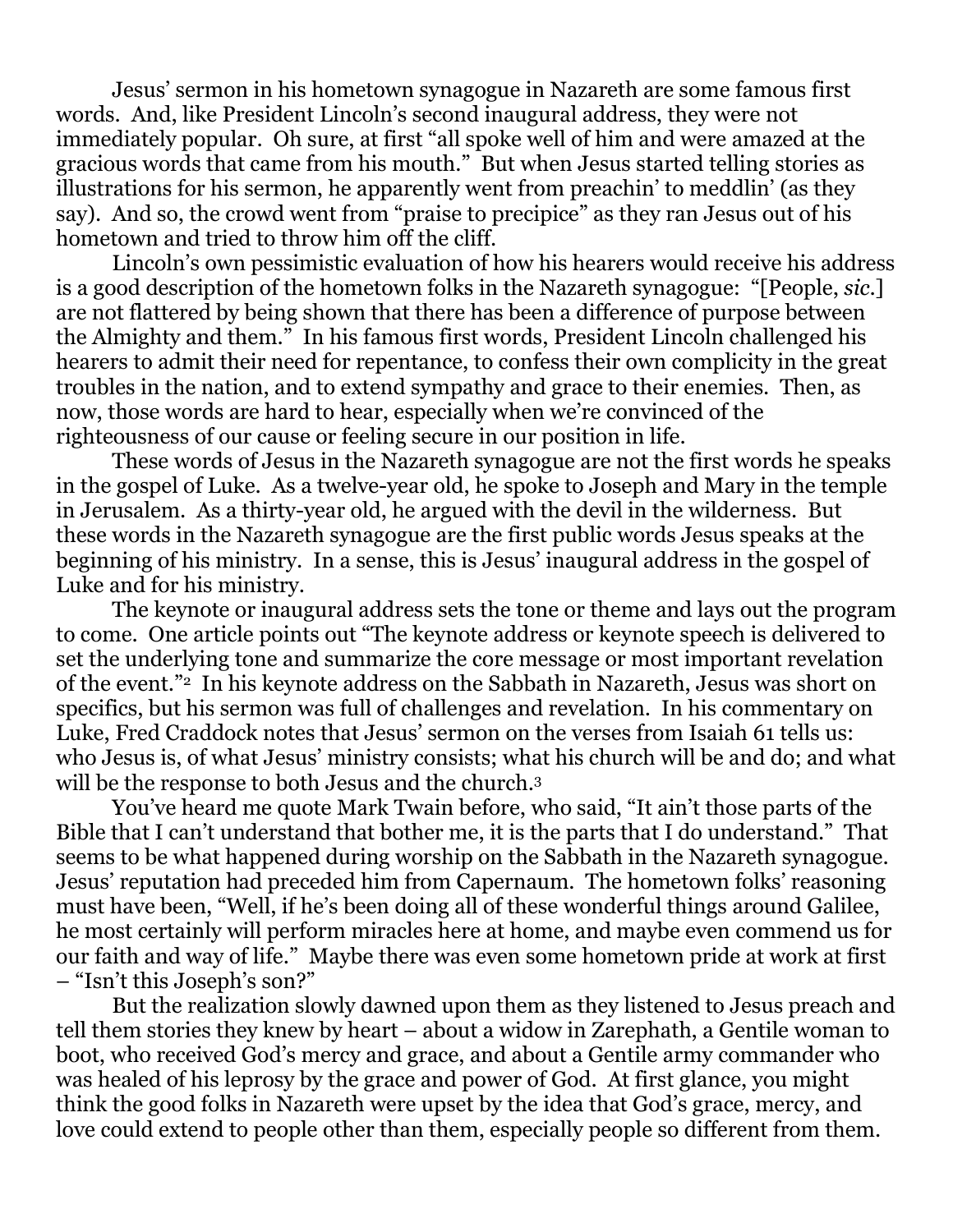Jesus' sermon in his hometown synagogue in Nazareth are some famous first words. And, like President Lincoln's second inaugural address, they were not immediately popular. Oh sure, at first "all spoke well of him and were amazed at the gracious words that came from his mouth." But when Jesus started telling stories as illustrations for his sermon, he apparently went from preachin' to meddlin' (as they say). And so, the crowd went from "praise to precipice" as they ran Jesus out of his hometown and tried to throw him off the cliff.

Lincoln's own pessimistic evaluation of how his hearers would receive his address is a good description of the hometown folks in the Nazareth synagogue: "[People, *sic.*] are not flattered by being shown that there has been a difference of purpose between the Almighty and them." In his famous first words, President Lincoln challenged his hearers to admit their need for repentance, to confess their own complicity in the great troubles in the nation, and to extend sympathy and grace to their enemies. Then, as now, those words are hard to hear, especially when we're convinced of the righteousness of our cause or feeling secure in our position in life.

These words of Jesus in the Nazareth synagogue are not the first words he speaks in the gospel of Luke. As a twelve-year old, he spoke to Joseph and Mary in the temple in Jerusalem. As a thirty-year old, he argued with the devil in the wilderness. But these words in the Nazareth synagogue are the first public words Jesus speaks at the beginning of his ministry. In a sense, this is Jesus' inaugural address in the gospel of Luke and for his ministry.

The keynote or inaugural address sets the tone or theme and lays out the program to come. One article points out "The keynote address or keynote speech is delivered to set the underlying tone and summarize the core message or most important revelation of the event."[2] In his keynote address on the Sabbath in Nazareth, Jesus was short on specifics, but his sermon was full of challenges and revelation. In his commentary on Luke, Fred Craddock notes that Jesus' sermon on the verses from Isaiah 61 tells us: who Jesus is, of what Jesus' ministry consists; what his church will be and do; and what will be the response to both Jesus and the church.[3]

You've heard me quote Mark Twain before, who said, "It ain't those parts of the Bible that I can't understand that bother me, it is the parts that I do understand." That seems to be what happened during worship on the Sabbath in the Nazareth synagogue. Jesus' reputation had preceded him from Capernaum. The hometown folks' reasoning must have been, "Well, if he's been doing all of these wonderful things around Galilee, he most certainly will perform miracles here at home, and maybe even commend us for our faith and way of life." Maybe there was even some hometown pride at work at first – "Isn't this Joseph's son?"

But the realization slowly dawned upon them as they listened to Jesus preach and tell them stories they knew by heart – about a widow in Zarephath, a Gentile woman to boot, who received God's mercy and grace, and about a Gentile army commander who was healed of his leprosy by the grace and power of God. At first glance, you might think the good folks in Nazareth were upset by the idea that God's grace, mercy, and love could extend to people other than them, especially people so different from them.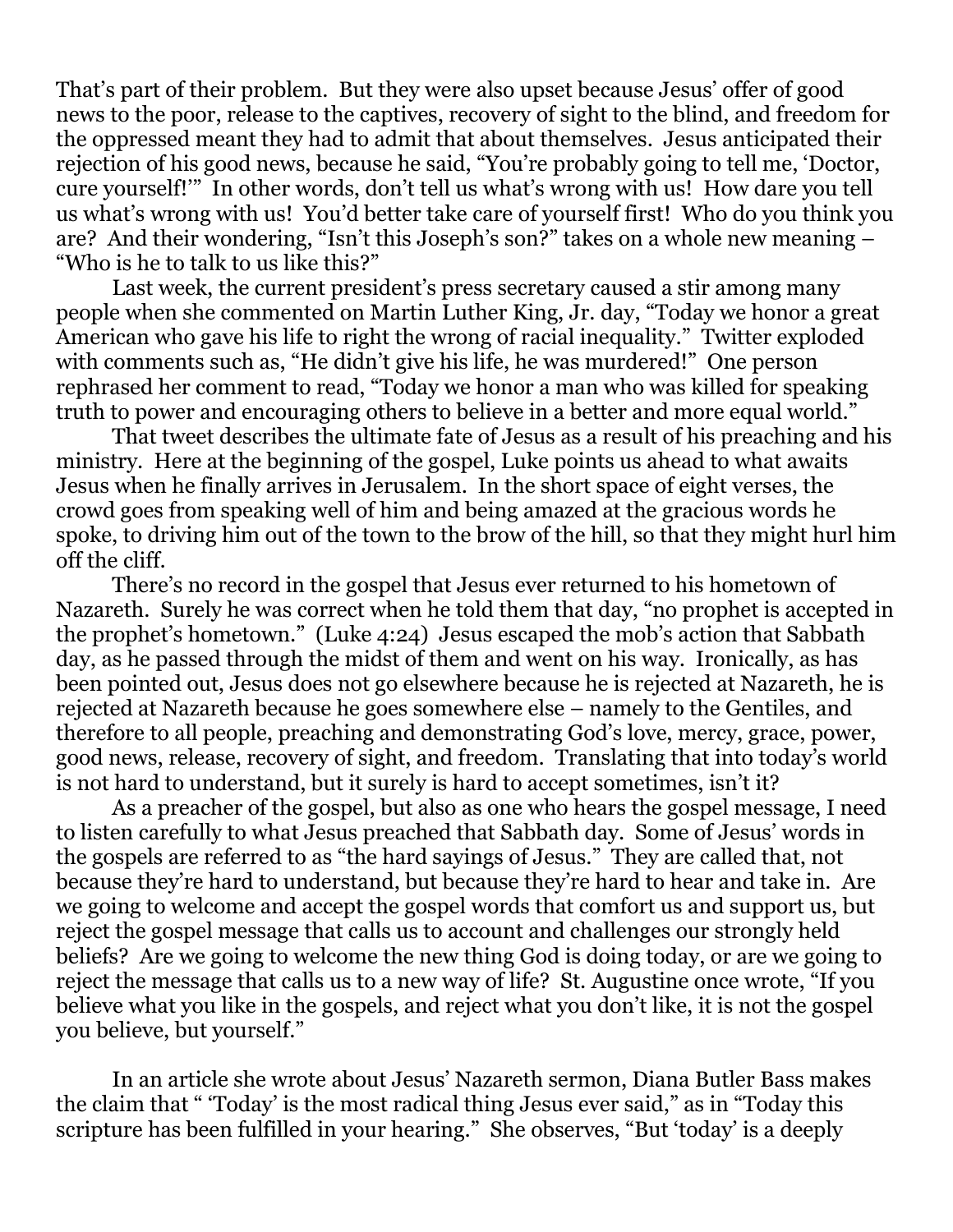That's part of their problem. But they were also upset because Jesus' offer of good news to the poor, release to the captives, recovery of sight to the blind, and freedom for the oppressed meant they had to admit that about themselves. Jesus anticipated their rejection of his good news, because he said, "You're probably going to tell me, 'Doctor, cure yourself!'" In other words, don't tell us what's wrong with us! How dare you tell us what's wrong with us! You'd better take care of yourself first! Who do you think you are? And their wondering, "Isn't this Joseph's son?" takes on a whole new meaning – "Who is he to talk to us like this?"

Last week, the current president's press secretary caused a stir among many people when she commented on Martin Luther King, Jr. day, "Today we honor a great American who gave his life to right the wrong of racial inequality." Twitter exploded with comments such as, "He didn't give his life, he was murdered!" One person rephrased her comment to read, "Today we honor a man who was killed for speaking truth to power and encouraging others to believe in a better and more equal world."

That tweet describes the ultimate fate of Jesus as a result of his preaching and his ministry. Here at the beginning of the gospel, Luke points us ahead to what awaits Jesus when he finally arrives in Jerusalem. In the short space of eight verses, the crowd goes from speaking well of him and being amazed at the gracious words he spoke, to driving him out of the town to the brow of the hill, so that they might hurl him off the cliff.

There's no record in the gospel that Jesus ever returned to his hometown of Nazareth. Surely he was correct when he told them that day, "no prophet is accepted in the prophet's hometown." (Luke 4:24) Jesus escaped the mob's action that Sabbath day, as he passed through the midst of them and went on his way. Ironically, as has been pointed out, Jesus does not go elsewhere because he is rejected at Nazareth, he is rejected at Nazareth because he goes somewhere else – namely to the Gentiles, and therefore to all people, preaching and demonstrating God's love, mercy, grace, power, good news, release, recovery of sight, and freedom. Translating that into today's world is not hard to understand, but it surely is hard to accept sometimes, isn't it?

As a preacher of the gospel, but also as one who hears the gospel message, I need to listen carefully to what Jesus preached that Sabbath day. Some of Jesus' words in the gospels are referred to as "the hard sayings of Jesus." They are called that, not because they're hard to understand, but because they're hard to hear and take in. Are we going to welcome and accept the gospel words that comfort us and support us, but reject the gospel message that calls us to account and challenges our strongly held beliefs? Are we going to welcome the new thing God is doing today, or are we going to reject the message that calls us to a new way of life? St. Augustine once wrote, "If you believe what you like in the gospels, and reject what you don't like, it is not the gospel you believe, but yourself."

In an article she wrote about Jesus' Nazareth sermon, Diana Butler Bass makes the claim that " 'Today' is the most radical thing Jesus ever said," as in "Today this scripture has been fulfilled in your hearing." She observes, "But 'today' is a deeply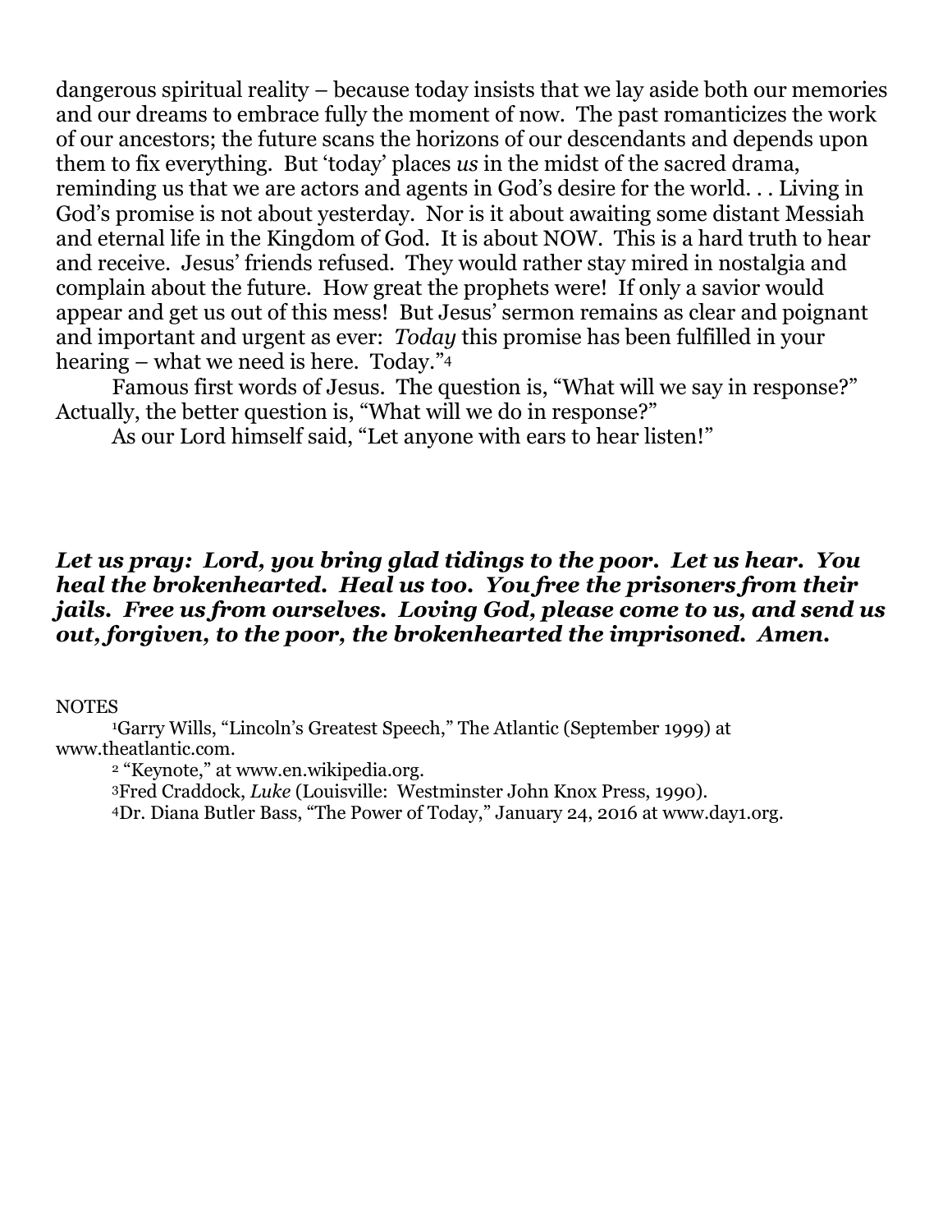dangerous spiritual reality – because today insists that we lay aside both our memories and our dreams to embrace fully the moment of now. The past romanticizes the work of our ancestors; the future scans the horizons of our descendants and depends upon them to fix everything. But 'today' places *us* in the midst of the sacred drama, reminding us that we are actors and agents in God's desire for the world. . . Living in God's promise is not about yesterday. Nor is it about awaiting some distant Messiah and eternal life in the Kingdom of God. It is about NOW. This is a hard truth to hear and receive. Jesus' friends refused. They would rather stay mired in nostalgia and complain about the future. How great the prophets were! If only a savior would appear and get us out of this mess! But Jesus' sermon remains as clear and poignant and important and urgent as ever: *Today* this promise has been fulfilled in your hearing – what we need is here. Today."[4]

Famous first words of Jesus. The question is, "What will we say in response?" Actually, the better question is, "What will we do in response?"

As our Lord himself said, "Let anyone with ears to hear listen!"

***Let us pray: Lord, you bring glad tidings to the poor. Let us hear. You heal the brokenhearted. Heal us too. You free the prisoners from their jails. Free us from ourselves. Loving God, please come to us, and send us out, forgiven, to the poor, the brokenhearted the imprisoned. Amen.***

NOTES

[1]Garry Wills, "Lincoln's Greatest Speech," The Atlantic (September 1999) at www.theatlantic.com.

[2] "Keynote," at www.en.wikipedia.org.

[3]Fred Craddock, *Luke* (Louisville: Westminster John Knox Press, 1990).

[4]Dr. Diana Butler Bass, "The Power of Today," January 24, 2016 at www.day1.org.